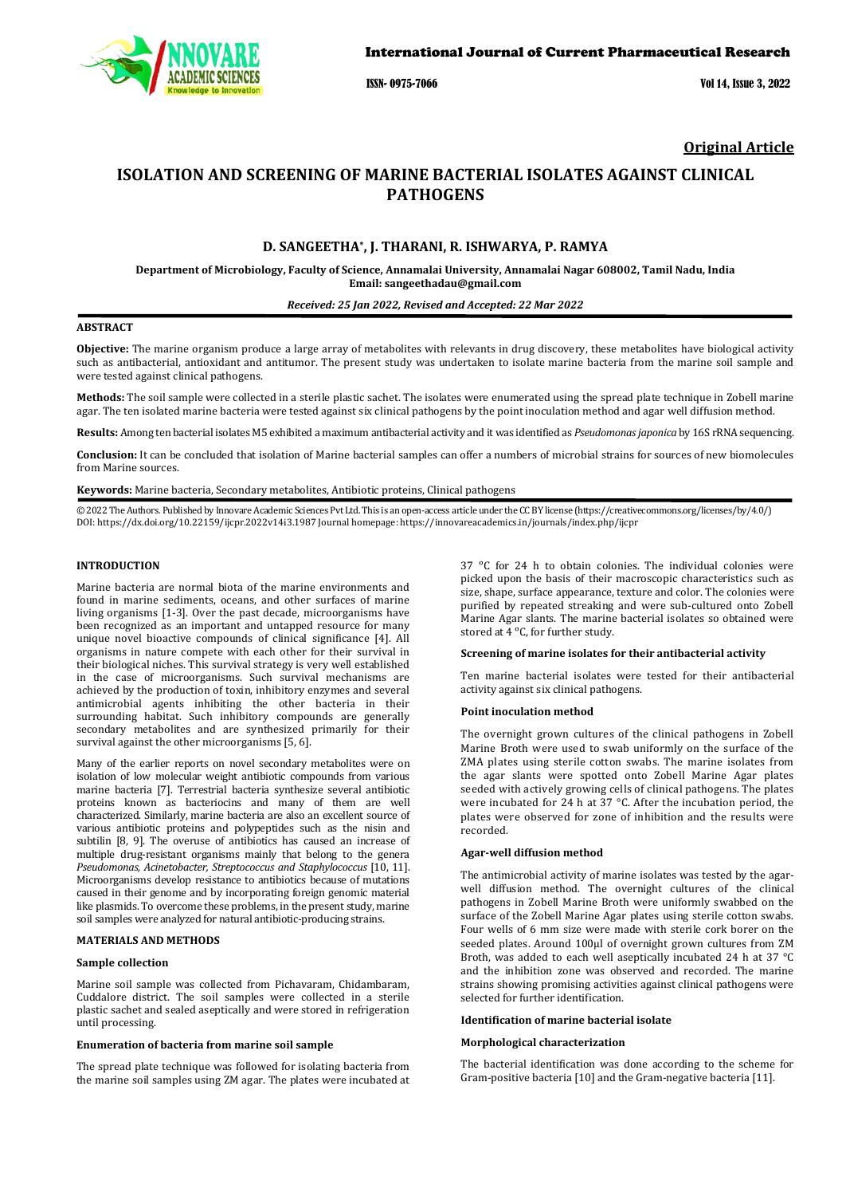**Original Article**

# ISOLATION AND SCREENING OF MARINE BACTERIAL ISOLATES AGAINST CLINICAL PATHOGENS

## D. SANGEETHA*, J. THARANI, R. ISHWARYA, P. RAMYA

**Department of Microbiology, Faculty of Science, Annamalai University, Annamalai Nagar 608002, Tamil Nadu, India**
**Email: sangeethadau@gmail.com**

*Received: 25 Jan 2022, Revised and Accepted: 22 Mar 2022*

### ABSTRACT

**Objective:** The marine organism produce a large array of metabolites with relevants in drug discovery, these metabolites have biological activity such as antibacterial, antioxidant and antitumor. The present study was undertaken to isolate marine bacteria from the marine soil sample and were tested against clinical pathogens.

**Methods:** The soil sample were collected in a sterile plastic sachet. The isolates were enumerated using the spread plate technique in Zobell marine agar. The ten isolated marine bacteria were tested against six clinical pathogens by the point inoculation method and agar well diffusion method.

**Results:** Among ten bacterial isolates M5 exhibited a maximum antibacterial activity and it was identified as *Pseudomonas japonica* by 16S rRNA sequencing.

**Conclusion:** It can be concluded that isolation of Marine bacterial samples can offer a numbers of microbial strains for sources of new biomolecules from Marine sources.

**Keywords:** Marine bacteria, Secondary metabolites, Antibiotic proteins, Clinical pathogens

© 2022 The Authors. Published by Innovare Academic Sciences Pvt Ltd. This is an open-access article under the CC BY license (https://creativecommons.org/licenses/by/4.0/)
DOI: https://dx.doi.org/10.22159/ijcpr.2022v14i3.1987 Journal homepage: https://innovareacademics.in/journals/index.php/ijcpr

### INTRODUCTION

Marine bacteria are normal biota of the marine environments and found in marine sediments, oceans, and other surfaces of marine living organisms [1-3]. Over the past decade, microorganisms have been recognized as an important and untapped resource for many unique novel bioactive compounds of clinical significance [4]. All organisms in nature compete with each other for their survival in their biological niches. This survival strategy is very well established in the case of microorganisms. Such survival mechanisms are achieved by the production of toxin, inhibitory enzymes and several antimicrobial agents inhibiting the other bacteria in their surrounding habitat. Such inhibitory compounds are generally secondary metabolites and are synthesized primarily for their survival against the other microorganisms [5, 6].

Many of the earlier reports on novel secondary metabolites were on isolation of low molecular weight antibiotic compounds from various marine bacteria [7]. Terrestrial bacteria synthesize several antibiotic proteins known as bacteriocins and many of them are well characterized. Similarly, marine bacteria are also an excellent source of various antibiotic proteins and polypeptides such as the nisin and subtilin [8, 9]. The overuse of antibiotics has caused an increase of multiple drug-resistant organisms mainly that belong to the genera *Pseudomonas, Acinetobacter, Streptococcus and Staphylococcus* [10, 11]. Microorganisms develop resistance to antibiotics because of mutations caused in their genome and by incorporating foreign genomic material like plasmids. To overcome these problems, in the present study, marine soil samples were analyzed for natural antibiotic-producing strains.

### MATERIALS AND METHODS

#### Sample collection

Marine soil sample was collected from Pichavaram, Chidambaram, Cuddalore district. The soil samples were collected in a sterile plastic sachet and sealed aseptically and were stored in refrigeration until processing.

#### Enumeration of bacteria from marine soil sample

The spread plate technique was followed for isolating bacteria from the marine soil samples using ZM agar. The plates were incubated at 37 °C for 24 h to obtain colonies. The individual colonies were picked upon the basis of their macroscopic characteristics such as size, shape, surface appearance, texture and color. The colonies were purified by repeated streaking and were sub-cultured onto Zobell Marine Agar slants. The marine bacterial isolates so obtained were stored at 4 °C, for further study.

#### Screening of marine isolates for their antibacterial activity

Ten marine bacterial isolates were tested for their antibacterial activity against six clinical pathogens.

#### Point inoculation method

The overnight grown cultures of the clinical pathogens in Zobell Marine Broth were used to swab uniformly on the surface of the ZMA plates using sterile cotton swabs. The marine isolates from the agar slants were spotted onto Zobell Marine Agar plates seeded with actively growing cells of clinical pathogens. The plates were incubated for 24 h at 37 °C. After the incubation period, the plates were observed for zone of inhibition and the results were recorded.

#### Agar-well diffusion method

The antimicrobial activity of marine isolates was tested by the agar-well diffusion method. The overnight cultures of the clinical pathogens in Zobell Marine Broth were uniformly swabbed on the surface of the Zobell Marine Agar plates using sterile cotton swabs. Four wells of 6 mm size were made with sterile cork borer on the seeded plates. Around 100µl of overnight grown cultures from ZM Broth, was added to each well aseptically incubated 24 h at 37 °C and the inhibition zone was observed and recorded. The marine strains showing promising activities against clinical pathogens were selected for further identification.

#### Identification of marine bacterial isolate

#### Morphological characterization

The bacterial identification was done according to the scheme for Gram-positive bacteria [10] and the Gram-negative bacteria [11].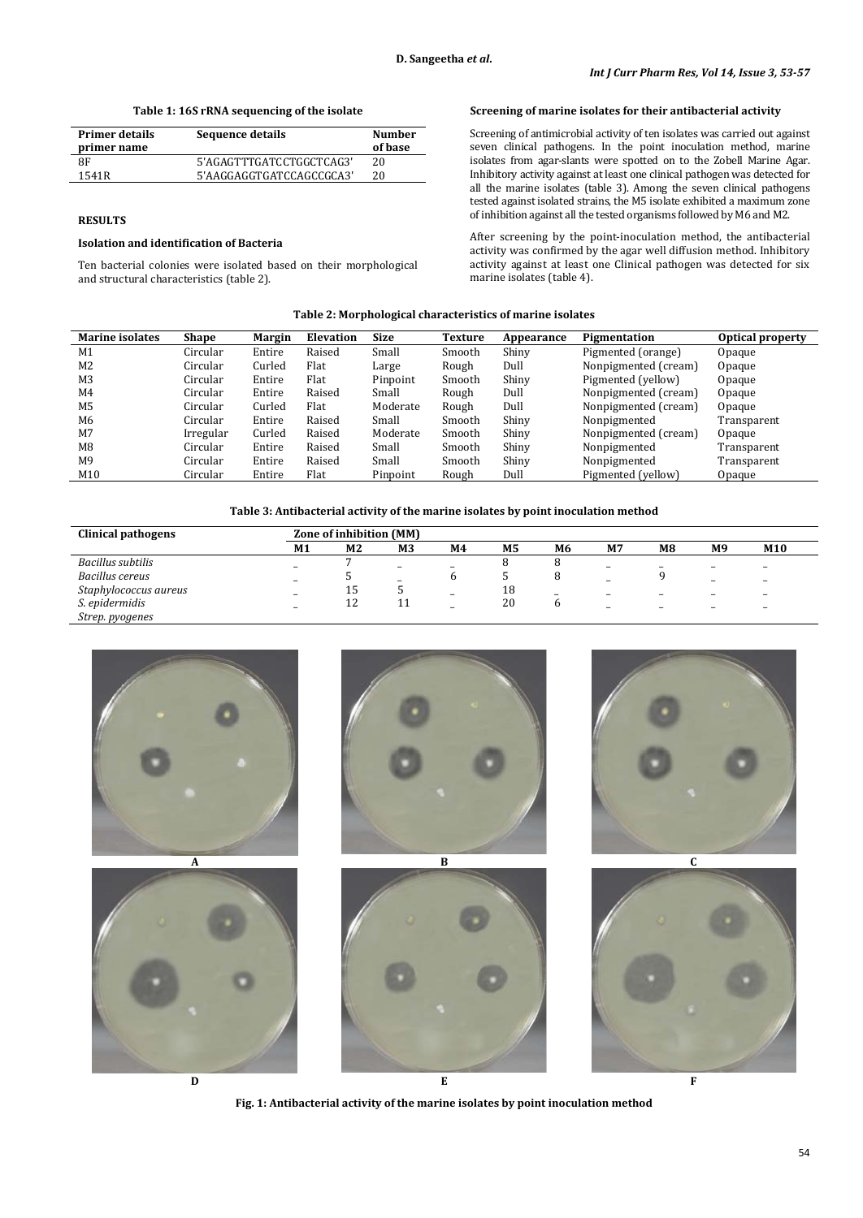**Table 1: 16S rRNA sequencing of the isolate**

| Primer details primer name | Sequence details | Number of base |
|---|---|---|
| 8F | 5'AGAGTTTGATCCTGGCTCAG3' | 20 |
| 1541R | 5'AAGGAGGTGATCCAGCCGCA3' | 20 |

## RESULTS

### Isolation and identification of Bacteria

Ten bacterial colonies were isolated based on their morphological and structural characteristics (table 2).

### Screening of marine isolates for their antibacterial activity

Screening of antimicrobial activity of ten isolates was carried out against seven clinical pathogens. In the point inoculation method, marine isolates from agar-slants were spotted on to the Zobell Marine Agar. Inhibitory activity against at least one clinical pathogen was detected for all the marine isolates (table 3). Among the seven clinical pathogens tested against isolated strains, the M5 isolate exhibited a maximum zone of inhibition against all the tested organisms followed by M6 and M2.

After screening by the point-inoculation method, the antibacterial activity was confirmed by the agar well diffusion method. Inhibitory activity against at least one Clinical pathogen was detected for six marine isolates (table 4).

**Table 2: Morphological characteristics of marine isolates**

| Marine isolates | Shape | Margin | Elevation | Size | Texture | Appearance | Pigmentation | Optical property |
|---|---|---|---|---|---|---|---|---|
| M1 | Circular | Entire | Raised | Small | Smooth | Shiny | Pigmented (orange) | Opaque |
| M2 | Circular | Curled | Flat | Large | Rough | Dull | Nonpigmented (cream) | Opaque |
| M3 | Circular | Entire | Flat | Pinpoint | Smooth | Shiny | Pigmented (yellow) | Opaque |
| M4 | Circular | Entire | Raised | Small | Rough | Dull | Nonpigmented (cream) | Opaque |
| M5 | Circular | Curled | Flat | Moderate | Rough | Dull | Nonpigmented (cream) | Opaque |
| M6 | Circular | Entire | Raised | Small | Smooth | Shiny | Nonpigmented | Transparent |
| M7 | Irregular | Curled | Raised | Moderate | Smooth | Shiny | Nonpigmented (cream) | Opaque |
| M8 | Circular | Entire | Raised | Small | Smooth | Shiny | Nonpigmented | Transparent |
| M9 | Circular | Entire | Raised | Small | Smooth | Shiny | Nonpigmented | Transparent |
| M10 | Circular | Entire | Flat | Pinpoint | Rough | Dull | Pigmented (yellow) | Opaque |

**Table 3: Antibacterial activity of the marine isolates by point inoculation method**

| Clinical pathogens | Zone of inhibition (MM) | | | | | | | | | |
|---|---|---|---|---|---|---|---|---|---|---|
| | M1 | M2 | M3 | M4 | M5 | M6 | M7 | M8 | M9 | M10 |
| *Bacillus subtilis* | – | 7 | – | – | 8 | 8 | – | – | – | – |
| *Bacillus cereus* | – | 5 | – | 6 | 5 | 8 | – | 9 | – | – |
| *Staphylococcus aureus* | – | 15 | 5 | – | 18 | – | – | – | – | – |
| *S. epidermidis* | – | 12 | 11 | – | 20 | 6 | – | – | – | – |
| *Strep. pyogenes* | | | | | | | | | | |

A B C D E F

**Fig. 1: Antibacterial activity of the marine isolates by point inoculation method**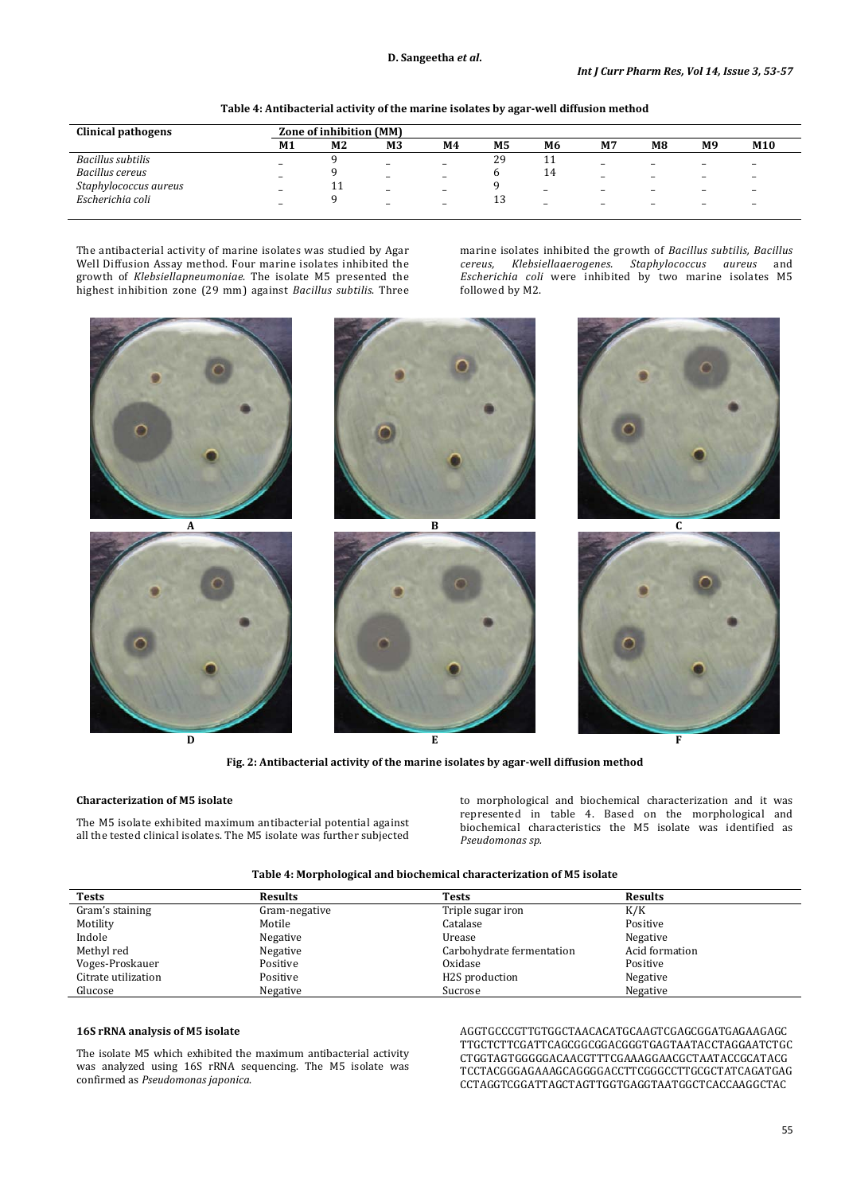**Table 4: Antibacterial activity of the marine isolates by agar-well diffusion method**

| Clinical pathogens | Zone of inhibition (MM) | | | | | | | | | |
|---|---|---|---|---|---|---|---|---|---|---|
| | M1 | M2 | M3 | M4 | M5 | M6 | M7 | M8 | M9 | M10 |
| *Bacillus subtilis* | – | 9 | – | – | 29 | 11 | – | – | – | – |
| *Bacillus cereus* | – | 9 | – | – | 6 | 14 | – | – | – | – |
| *Staphylococcus aureus* | – | 11 | – | – | 9 | – | – | – | – | – |
| *Escherichia coli* | – | 9 | – | – | 13 | – | – | – | – | – |

The antibacterial activity of marine isolates was studied by Agar Well Diffusion Assay method. Four marine isolates inhibited the growth of *Klebsiellapneumoniae*. The isolate M5 presented the highest inhibition zone (29 mm) against *Bacillus subtilis*. Three marine isolates inhibited the growth of *Bacillus subtilis, Bacillus cereus, Klebsiellaaerogenes*. *Staphylococcus aureus* and *Escherichia coli* were inhibited by two marine isolates M5 followed by M2.

A B C D E F

**Fig. 2: Antibacterial activity of the marine isolates by agar-well diffusion method**

### Characterization of M5 isolate

The M5 isolate exhibited maximum antibacterial potential against all the tested clinical isolates. The M5 isolate was further subjected to morphological and biochemical characterization and it was represented in table 4. Based on the morphological and biochemical characteristics the M5 isolate was identified as *Pseudomonas sp.*

**Table 4: Morphological and biochemical characterization of M5 isolate**

| Tests | Results | Tests | Results |
|---|---|---|---|
| Gram's staining | Gram-negative | Triple sugar iron | K/K |
| Motility | Motile | Catalase | Positive |
| Indole | Negative | Urease | Negative |
| Methyl red | Negative | Carbohydrate fermentation | Acid formation |
| Voges-Proskauer | Positive | Oxidase | Positive |
| Citrate utilization | Positive | H2S production | Negative |
| Glucose | Negative | Sucrose | Negative |

### 16S rRNA analysis of M5 isolate

The isolate M5 which exhibited the maximum antibacterial activity was analyzed using 16S rRNA sequencing. The M5 isolate was confirmed as *Pseudomonas japonica*.

AGGTGCCCGTTGTGGCTAACACATGCAAGTCGAGCGGATGAGAAGAGC
TTGCTCTTCGATTCAGCGGCGGACGGGTGAGTAATACCTAGGAATCTGC
CTGGTAGTGGGGGACAACGTTTCGAAAGGAACGCTAATACCGCATACG
TCCTACGGGAGAAAGCAGGGGACCTTCGGGCCTTGCGCTATCAGATGAG
CCTAGGTCGGATTAGCTAGTTGGTGAGGTAATGGCTCACCAAGGCTAC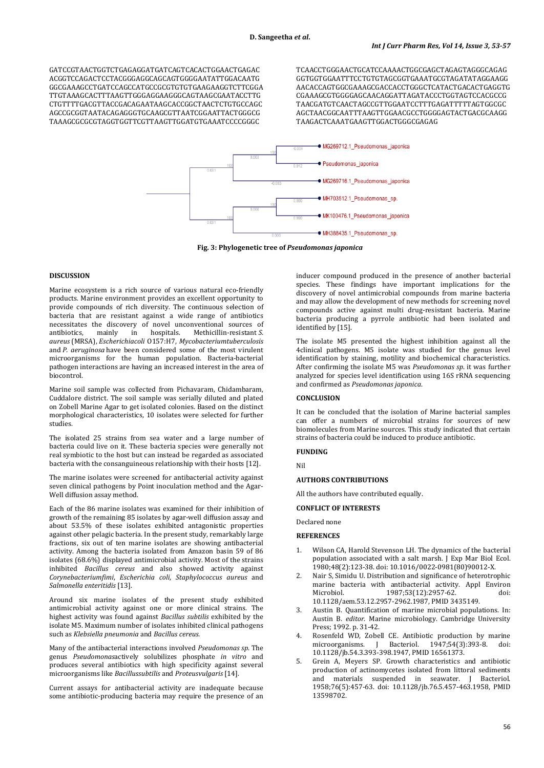GATCCGTAACTGGTCTGAGAGGATGATCAGTCACACTGGAACTGAGAC ACGGTCCAGACTCCTACGGGAGGCAGCAGTGGGGAATATTGGACAATG GGCGAAAGCCTGATCCAGCCATGCCGCGTGTGTGAAGAAGGTCTTCGGA TTGTAAAGCACTTTAAGTTGGGAGGAAGGGCAGTAAGCGAATACCTTG CTGTTTTGACGTTACCGACAGAATAAGCACCGGCTAACTCTGTGCCAGC AGCCGCGGTAATACAGAGGGTGCAAGCGTTAATCGGAATTACTGGGCG TAAAGCGCGCGTAGGTGGTTCGTTAAGTTGGATGTGAAATCCCCGGGC TCAACCTGGGAACTGCATCCAAAACTGGCGAGCTAGAGTAGGGCAGAG GGTGGTGGAATTTCCTGTGTAGCGGTGAAATGCGTAGATATAGGAAGG AACACCAGTGGCGAAAGCGACCACCTGGGCTCATACTGACACTGAGGTG CGAAAGCGTGGGGAGCAACAGGATTAGATACCCTGGTAGTCCACGCCG TAACGATGTCAACTAGCCGTTGGAATCCTTGAGATTTTAGTGGCGC AGCTAACGGCAATTTAAGTTGGAACGCCTGGGGAGTACTGACGCAAGG TAAGACTCAAATGAAGTTGGACTGGGCGAGAG

**Fig. 3: Phylogenetic tree of *Pseudomonas japonica***

## DISCUSSION

Marine ecosystem is a rich source of various natural eco-friendly products. Marine environment provides an excellent opportunity to provide compounds of rich diversity. The continuous selection of bacteria that are resistant against a wide range of antibiotics necessitates the discovery of novel unconventional sources of antibiotics, mainly in hospitals. Methicillin-resistant *S. aureus* (MRSA), *Escherichiacoli* O157:H7, *Mycobacteriumtuberculosis* and *P. aeruginosa* have been considered some of the most virulent microorganisms for the human population. Bacteria-bacterial pathogen interactions are having an increased interest in the area of biocontrol.

Marine soil sample was collected from Pichavaram, Chidambaram, Cuddalore district. The soil sample was serially diluted and plated on Zobell Marine Agar to get isolated colonies. Based on the distinct morphological characteristics, 10 isolates were selected for further studies.

The isolated 25 strains from sea water and a large number of bacteria could live on it. These bacteria species were generally not real symbiotic to the host but can instead be regarded as associated bacteria with the consanguineous relationship with their hosts [12].

The marine isolates were screened for antibacterial activity against seven clinical pathogens by Point inoculation method and the Agar-Well diffusion assay method.

Each of the 86 marine isolates was examined for their inhibition of growth of the remaining 85 isolates by agar-well diffusion assay and about 53.5% of these isolates exhibited antagonistic properties against other pelagic bacteria. In the present study, remarkably large fractions, six out of ten marine isolates are showing antibacterial activity. Among the bacteria isolated from Amazon basin 59 of 86 isolates (68.6%) displayed antimicrobial activity. Most of the strains inhibited *Bacillus cereus* and also showed activity against *Corynebacteriumfimi*, *Escherichia coli*, *Staphylococcus aureus* and *Salmonella enteritidis* [13].

Around six marine isolates of the present study exhibited antimicrobial activity against one or more clinical strains. The highest activity was found against *Bacillus subtilis* exhibited by the isolate M5. Maximum number of isolates inhibited clinical pathogens such as *Klebsiella pneumonia* and *Bacillus cereus.*

Many of the antibacterial interactions involved *Pseudomonas sp*. The genus *Pseudomonas*actively solubilizes phosphate *in vitro* and produces several antibiotics with high specificity against several microorganisms like *Bacillussubtilis* and *Proteusvulgaris* [14].

Current assays for antibacterial activity are inadequate because some antibiotic-producing bacteria may require the presence of an inducer compound produced in the presence of another bacterial species. These findings have important implications for the discovery of novel antimicrobial compounds from marine bacteria and may allow the development of new methods for screening novel compounds active against multi drug-resistant bacteria. Marine bacteria producing a pyrrole antibiotic had been isolated and identified by [15].

The isolate M5 presented the highest inhibition against all the 4clinical pathogens. M5 isolate was studied for the genus level identification by staining, motility and biochemical characteristics. After confirming the isolate M5 was *Pseudomonas sp.* it was further analyzed for species level identification using 16S rRNA sequencing and confirmed as *Pseudomonas japonica.*

## CONCLUSION

It can be concluded that the isolation of Marine bacterial samples can offer a numbers of microbial strains for sources of new biomolecules from Marine sources. This study indicated that certain strains of bacteria could be induced to produce antibiotic.

## FUNDING

Nil

## AUTHORS CONTRIBUTIONS

All the authors have contributed equally.

## CONFLICT OF INTERESTS

Declared none

## REFERENCES

1. Wilson CA, Harold Stevenson LH. The dynamics of the bacterial population associated with a salt marsh. J Exp Mar Biol Ecol. 1980;48(2):123-38. doi: 10.1016/0022-0981(80)90012-X.
2. Nair S, Simidu U. Distribution and significance of heterotrophic marine bacteria with antibacterial activity. Appl Environ Microbiol. 1987;53(12):2957-62. doi: 10.1128/aem.53.12.2957-2962.1987, PMID 3435149.
3. Austin B. Quantification of marine microbial populations. In: Austin B. *editor*. Marine microbiology. Cambridge University Press; 1992. p. 31-42.
4. Rosenfeld WD, Zobell CE. Antibiotic production by marine microorganisms. J Bacteriol. 1947;54(3):393-8. doi: 10.1128/jb.54.3.393-398.1947, PMID 16561373.
5. Grein A, Meyers SP. Growth characteristics and antibiotic production of actinomycetes isolated from littoral sediments and materials suspended in seawater. J Bacteriol. 1958;76(5):457-63. doi: 10.1128/jb.76.5.457-463.1958, PMID 13598702.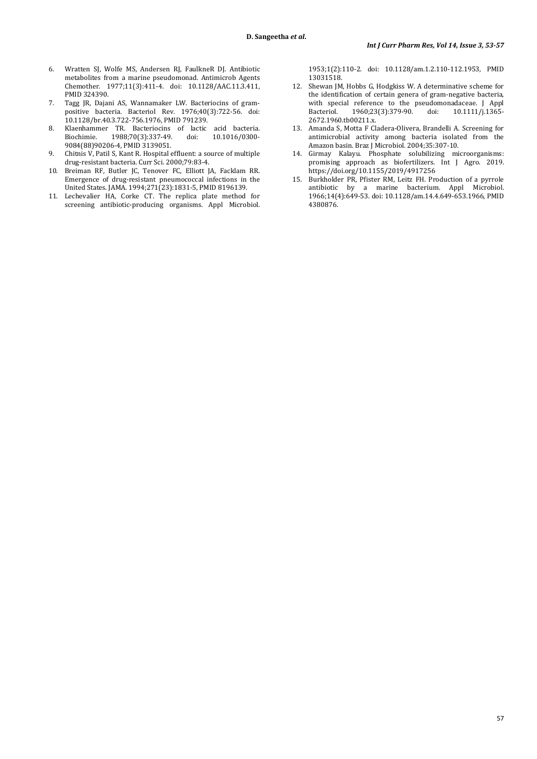6. Wratten SJ, Wolfe MS, Andersen RJ, FaulkneR DJ. Antibiotic metabolites from a marine pseudomonad. Antimicrob Agents Chemother. 1977;11(3):411-4. doi: 10.1128/AAC.11.3.411, PMID 324390.
7. Tagg JR, Dajani AS, Wannamaker LW. Bacteriocins of gram-positive bacteria. Bacteriol Rev. 1976;40(3):722-56. doi: 10.1128/br.40.3.722-756.1976, PMID 791239.
8. Klaenhammer TR. Bacteriocins of lactic acid bacteria. Biochimie. 1988;70(3):337-49. doi: 10.1016/0300-9084(88)90206-4, PMID 3139051.
9. Chitnis V, Patil S, Kant R. Hospital effluent: a source of multiple drug-resistant bacteria. Curr Sci. 2000;79:83-4.
10. Breiman RF, Butler JC, Tenover FC, Elliott JA, Facklam RR. Emergence of drug-resistant pneumococcal infections in the United States. JAMA. 1994;271(23):1831-5, PMID 8196139.
11. Lechevalier HA, Corke CT. The replica plate method for screening antibiotic-producing organisms. Appl Microbiol. 1953;1(2):110-2. doi: 10.1128/am.1.2.110-112.1953, PMID 13031518.
12. Shewan JM, Hobbs G, Hodgkiss W. A determinative scheme for the identification of certain genera of gram-negative bacteria, with special reference to the pseudomonadaceae. J Appl Bacteriol. 1960;23(3):379-90. doi: 10.1111/j.1365-2672.1960.tb00211.x.
13. Amanda S, Motta F Cladera-Olivera, Brandelli A. Screening for antimicrobial activity among bacteria isolated from the Amazon basin. Braz J Microbiol. 2004;35:307-10.
14. Girmay Kalayu. Phosphate solubilizing microorganisms: promising approach as biofertilizers. Int J Agro. 2019. https://doi.org/10.1155/2019/4917256
15. Burkholder PR, Pfister RM, Leitz FH. Production of a pyrrole antibiotic by a marine bacterium. Appl Microbiol. 1966;14(4):649-53. doi: 10.1128/am.14.4.649-653.1966, PMID 4380876.